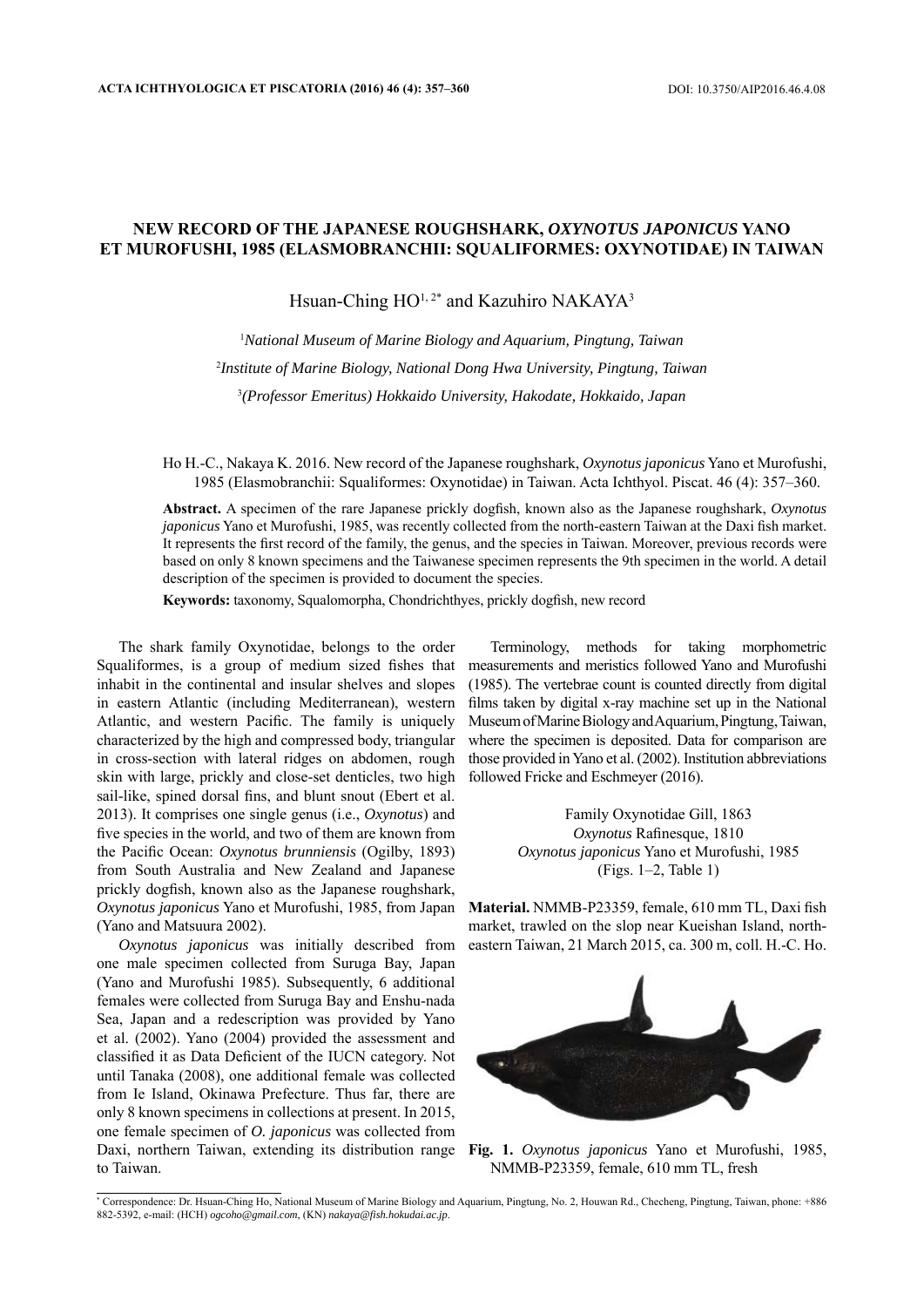# NEW RECORD OF THE JAPANESE ROUGHSHARK, *OXYNOTUS JAPONICUS* YANO ET MUROFUSHI, 1985 (ELASMOBRANCHII: SQUALIFORMES: OXYNOTIDAE) IN TAIWAN

Hsuan-Ching HO[1, 2*] and Kazuhiro NAKAYA[3]

[1]*National Museum of Marine Biology and Aquarium, Pingtung, Taiwan*

[2]*Institute of Marine Biology, National Dong Hwa University, Pingtung, Taiwan*

[3]*(Professor Emeritus) Hokkaido University, Hakodate, Hokkaido, Japan*

Ho H.-C., Nakaya K. 2016. New record of the Japanese roughshark, *Oxynotus japonicus* Yano et Murofushi, 1985 (Elasmobranchii: Squaliformes: Oxynotidae) in Taiwan. Acta Ichthyol. Piscat. 46 (4): 357–360.

**Abstract.** A specimen of the rare Japanese prickly dogfish, known also as the Japanese roughshark, *Oxynotus japonicus* Yano et Murofushi, 1985, was recently collected from the north-eastern Taiwan at the Daxi fish market. It represents the first record of the family, the genus, and the species in Taiwan. Moreover, previous records were based on only 8 known specimens and the Taiwanese specimen represents the 9th specimen in the world. A detail description of the specimen is provided to document the species.

**Keywords:** taxonomy, Squalomorpha, Chondrichthyes, prickly dogfish, new record

The shark family Oxynotidae, belongs to the order Squaliformes, is a group of medium sized fishes that inhabit in the continental and insular shelves and slopes in eastern Atlantic (including Mediterranean), western Atlantic, and western Pacific. The family is uniquely characterized by the high and compressed body, triangular in cross-section with lateral ridges on abdomen, rough skin with large, prickly and close-set denticles, two high sail-like, spined dorsal fins, and blunt snout (Ebert et al. 2013). It comprises one single genus (i.e., *Oxynotus*) and five species in the world, and two of them are known from the Pacific Ocean: *Oxynotus brunniensis* (Ogilby, 1893) from South Australia and New Zealand and Japanese prickly dogfish, known also as the Japanese roughshark, *Oxynotus japonicus* Yano et Murofushi, 1985, from Japan (Yano and Matsuura 2002).

*Oxynotus japonicus* was initially described from one male specimen collected from Suruga Bay, Japan (Yano and Murofushi 1985). Subsequently, 6 additional females were collected from Suruga Bay and Enshu-nada Sea, Japan and a redescription was provided by Yano et al. (2002). Yano (2004) provided the assessment and classified it as Data Deficient of the IUCN category. Not until Tanaka (2008), one additional female was collected from Ie Island, Okinawa Prefecture. Thus far, there are only 8 known specimens in collections at present. In 2015, one female specimen of *O. japonicus* was collected from Daxi, northern Taiwan, extending its distribution range to Taiwan.

Terminology, methods for taking morphometric measurements and meristics followed Yano and Murofushi (1985). The vertebrae count is counted directly from digital films taken by digital x-ray machine set up in the National Museum of Marine Biology and Aquarium, Pingtung, Taiwan, where the specimen is deposited. Data for comparison are those provided in Yano et al. (2002). Institution abbreviations followed Fricke and Eschmeyer (2016).

Family Oxynotidae Gill, 1863

*Oxynotus* Rafinesque, 1810

*Oxynotus japonicus* Yano et Murofushi, 1985

(Figs. 1–2, Table 1)

**Material.** NMMB-P23359, female, 610 mm TL, Daxi fish market, trawled on the slop near Kueishan Island, north-eastern Taiwan, 21 March 2015, ca. 300 m, coll. H.-C. Ho.

**Fig. 1.** *Oxynotus japonicus* Yano et Murofushi, 1985, NMMB-P23359, female, 610 mm TL, fresh

* Correspondence: Dr. Hsuan-Ching Ho, National Museum of Marine Biology and Aquarium, Pingtung, No. 2, Houwan Rd., Checheng, Pingtung, Taiwan, phone: +886 882-5392, e-mail: (HCH) *ogcoho@gmail.com*, (KN) *nakaya@fish.hokudai.ac.jp*.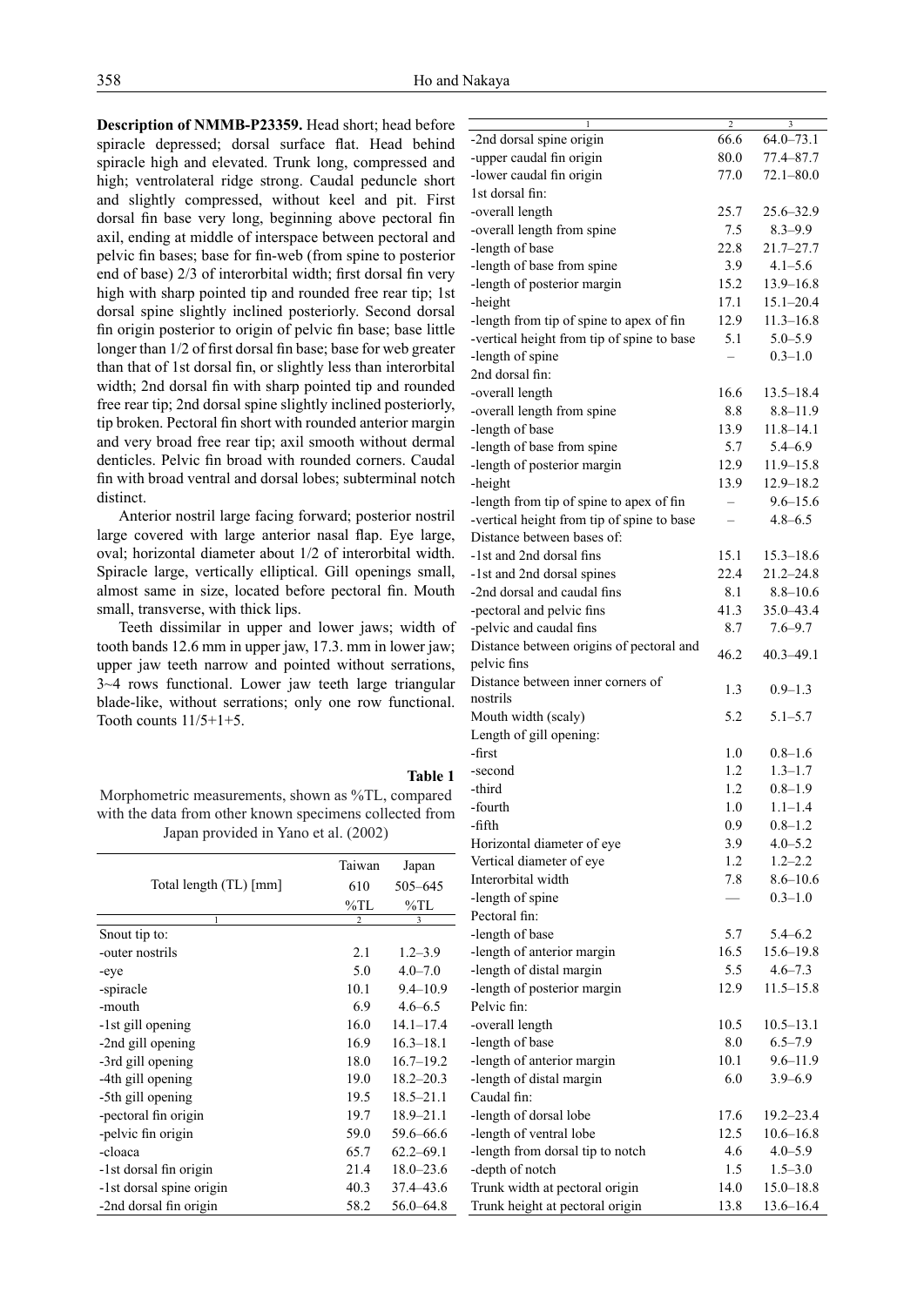**Description of NMMB-P23359.** Head short; head before spiracle depressed; dorsal surface flat. Head behind spiracle high and elevated. Trunk long, compressed and high; ventrolateral ridge strong. Caudal peduncle short and slightly compressed, without keel and pit. First dorsal fin base very long, beginning above pectoral fin axil, ending at middle of interspace between pectoral and pelvic fin bases; base for fin-web (from spine to posterior end of base) 2/3 of interorbital width; first dorsal fin very high with sharp pointed tip and rounded free rear tip; 1st dorsal spine slightly inclined posteriorly. Second dorsal fin origin posterior to origin of pelvic fin base; base little longer than 1/2 of first dorsal fin base; base for web greater than that of 1st dorsal fin, or slightly less than interorbital width; 2nd dorsal fin with sharp pointed tip and rounded free rear tip; 2nd dorsal spine slightly inclined posteriorly, tip broken. Pectoral fin short with rounded anterior margin and very broad free rear tip; axil smooth without dermal denticles. Pelvic fin broad with rounded corners. Caudal fin with broad ventral and dorsal lobes; subterminal notch distinct.

Anterior nostril large facing forward; posterior nostril large covered with large anterior nasal flap. Eye large, oval; horizontal diameter about 1/2 of interorbital width. Spiracle large, vertically elliptical. Gill openings small, almost same in size, located before pectoral fin. Mouth small, transverse, with thick lips.

Teeth dissimilar in upper and lower jaws; width of tooth bands 12.6 mm in upper jaw, 17.3. mm in lower jaw; upper jaw teeth narrow and pointed without serrations, 3~4 rows functional. Lower jaw teeth large triangular blade-like, without serrations; only one row functional. Tooth counts 11/5+1+5.

**Table 1**

Morphometric measurements, shown as %TL, compared with the data from other known specimens collected from Japan provided in Yano et al. (2002)

| Total length (TL) [mm] | Taiwan 610 %TL | Japan 505–645 %TL |
|---|---|---|
| 1 | 2 | 3 |
| Snout tip to: | | |
| -outer nostrils | 2.1 | 1.2–3.9 |
| -eye | 5.0 | 4.0–7.0 |
| -spiracle | 10.1 | 9.4–10.9 |
| -mouth | 6.9 | 4.6–6.5 |
| -1st gill opening | 16.0 | 14.1–17.4 |
| -2nd gill opening | 16.9 | 16.3–18.1 |
| -3rd gill opening | 18.0 | 16.7–19.2 |
| -4th gill opening | 19.0 | 18.2–20.3 |
| -5th gill opening | 19.5 | 18.5–21.1 |
| -pectoral fin origin | 19.7 | 18.9–21.1 |
| -pelvic fin origin | 59.0 | 59.6–66.6 |
| -cloaca | 65.7 | 62.2–69.1 |
| -1st dorsal fin origin | 21.4 | 18.0–23.6 |
| -1st dorsal spine origin | 40.3 | 37.4–43.6 |
| -2nd dorsal fin origin | 58.2 | 56.0–64.8 |
| -2nd dorsal spine origin | 66.6 | 64.0–73.1 |
| -upper caudal fin origin | 80.0 | 77.4–87.7 |
| -lower caudal fin origin | 77.0 | 72.1–80.0 |
| 1st dorsal fin: | | |
| -overall length | 25.7 | 25.6–32.9 |
| -overall length from spine | 7.5 | 8.3–9.9 |
| -length of base | 22.8 | 21.7–27.7 |
| -length of base from spine | 3.9 | 4.1–5.6 |
| -length of posterior margin | 15.2 | 13.9–16.8 |
| -height | 17.1 | 15.1–20.4 |
| -length from tip of spine to apex of fin | 12.9 | 11.3–16.8 |
| -vertical height from tip of spine to base | 5.1 | 5.0–5.9 |
| -length of spine | – | 0.3–1.0 |
| 2nd dorsal fin: | | |
| -overall length | 16.6 | 13.5–18.4 |
| -overall length from spine | 8.8 | 8.8–11.9 |
| -length of base | 13.9 | 11.8–14.1 |
| -length of base from spine | 5.7 | 5.4–6.9 |
| -length of posterior margin | 12.9 | 11.9–15.8 |
| -height | 13.9 | 12.9–18.2 |
| -length from tip of spine to apex of fin | – | 9.6–15.6 |
| -vertical height from tip of spine to base | – | 4.8–6.5 |
| Distance between bases of: | | |
| -1st and 2nd dorsal fins | 15.1 | 15.3–18.6 |
| -1st and 2nd dorsal spines | 22.4 | 21.2–24.8 |
| -2nd dorsal and caudal fins | 8.1 | 8.8–10.6 |
| -pectoral and pelvic fins | 41.3 | 35.0–43.4 |
| -pelvic and caudal fins | 8.7 | 7.6–9.7 |
| Distance between origins of pectoral and pelvic fins | 46.2 | 40.3–49.1 |
| Distance between inner corners of nostrils | 1.3 | 0.9–1.3 |
| Mouth width (scaly) | 5.2 | 5.1–5.7 |
| Length of gill opening: | | |
| -first | 1.0 | 0.8–1.6 |
| -second | 1.2 | 1.3–1.7 |
| -third | 1.2 | 0.8–1.9 |
| -fourth | 1.0 | 1.1–1.4 |
| -fifth | 0.9 | 0.8–1.2 |
| Horizontal diameter of eye | 3.9 | 4.0–5.2 |
| Vertical diameter of eye | 1.2 | 1.2–2.2 |
| Interorbital width | 7.8 | 8.6–10.6 |
| -length of spine | — | 0.3–1.0 |
| Pectoral fin: | | |
| -length of base | 5.7 | 5.4–6.2 |
| -length of anterior margin | 16.5 | 15.6–19.8 |
| -length of distal margin | 5.5 | 4.6–7.3 |
| -length of posterior margin | 12.9 | 11.5–15.8 |
| Pelvic fin: | | |
| -overall length | 10.5 | 10.5–13.1 |
| -length of base | 8.0 | 6.5–7.9 |
| -length of anterior margin | 10.1 | 9.6–11.9 |
| -length of distal margin | 6.0 | 3.9–6.9 |
| Caudal fin: | | |
| -length of dorsal lobe | 17.6 | 19.2–23.4 |
| -length of ventral lobe | 12.5 | 10.6–16.8 |
| -length from dorsal tip to notch | 4.6 | 4.0–5.9 |
| -depth of notch | 1.5 | 1.5–3.0 |
| Trunk width at pectoral origin | 14.0 | 15.0–18.8 |
| Trunk height at pectoral origin | 13.8 | 13.6–16.4 |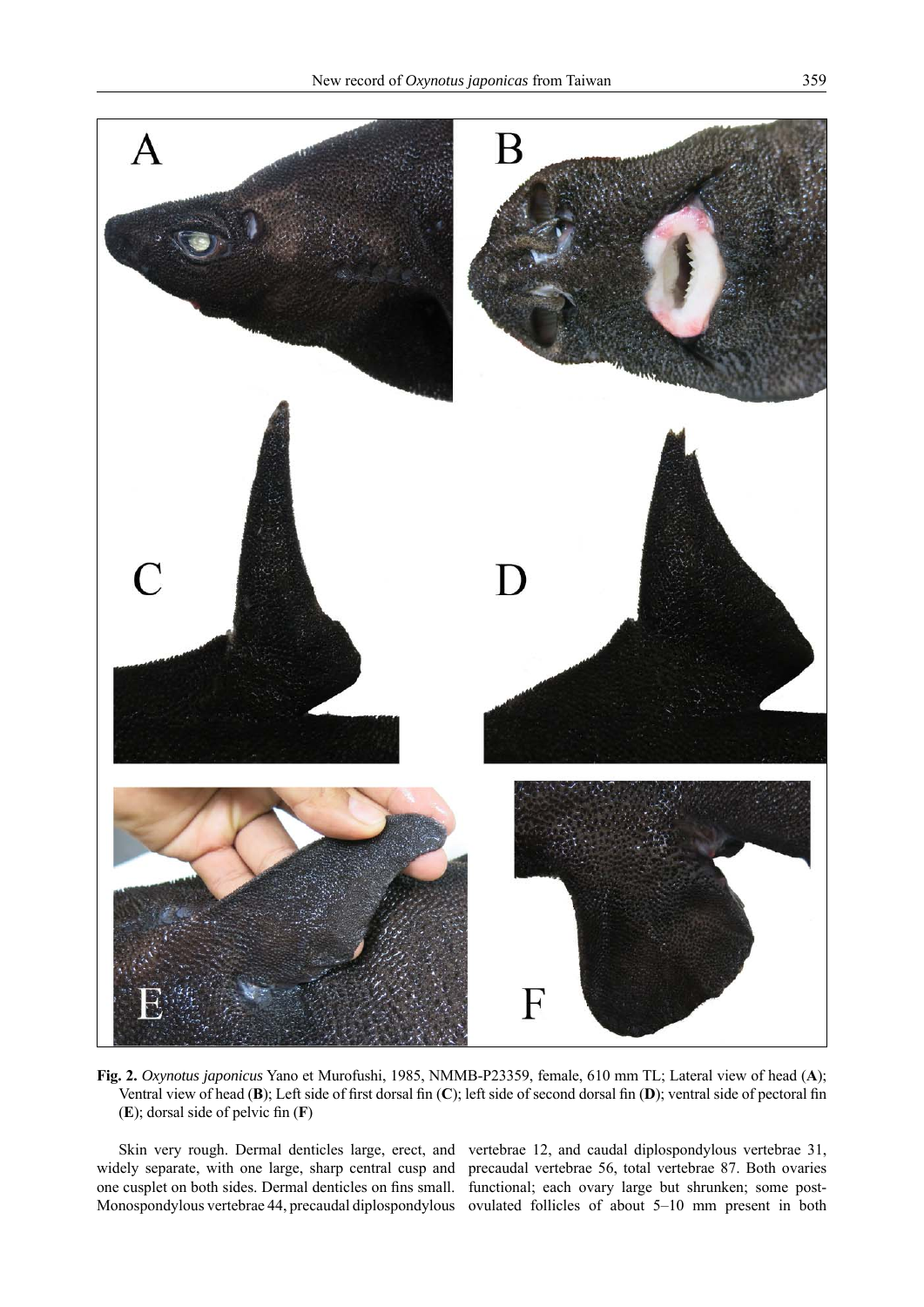**Fig. 2.** *Oxynotus japonicus* Yano et Murofushi, 1985, NMMB-P23359, female, 610 mm TL; Lateral view of head (**A**); Ventral view of head (**B**); Left side of first dorsal fin (**C**); left side of second dorsal fin (**D**); ventral side of pectoral fin (**E**); dorsal side of pelvic fin (**F**)

Skin very rough. Dermal denticles large, erect, and widely separate, with one large, sharp central cusp and one cusplet on both sides. Dermal denticles on fins small. Monospondylous vertebrae 44, precaudal diplospondylous vertebrae 12, and caudal diplospondylous vertebrae 31, precaudal vertebrae 56, total vertebrae 87. Both ovaries functional; each ovary large but shrunken; some post-ovulated follicles of about 5–10 mm present in both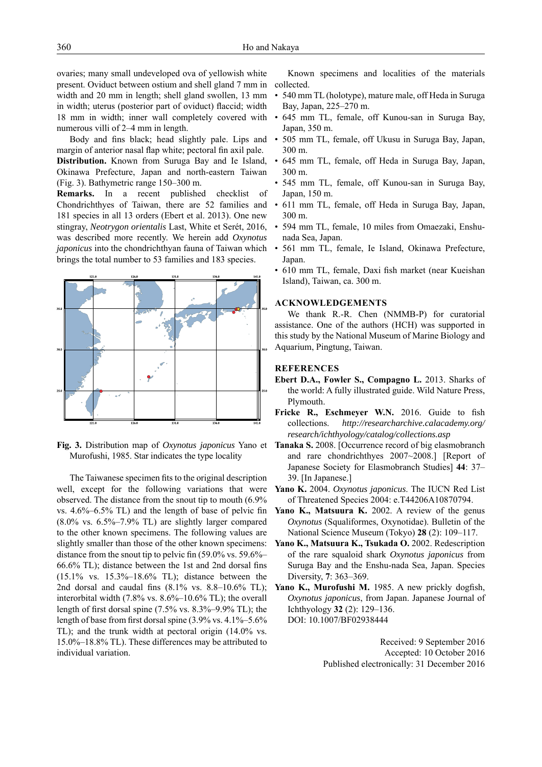ovaries; many small undeveloped ova of yellowish white present. Oviduct between ostium and shell gland 7 mm in width and 20 mm in length; shell gland swollen, 13 mm in width; uterus (posterior part of oviduct) flaccid; width 18 mm in width; inner wall completely covered with numerous villi of 2–4 mm in length.

Body and fins black; head slightly pale. Lips and margin of anterior nasal flap white; pectoral fin axil pale.

**Distribution.** Known from Suruga Bay and Ie Island, Okinawa Prefecture, Japan and north-eastern Taiwan (Fig. 3). Bathymetric range 150–300 m.

**Remarks.** In a recent published checklist of Chondrichthyes of Taiwan, there are 52 families and 181 species in all 13 orders (Ebert et al. 2013). One new stingray, *Neotrygon orientalis* Last, White et Serét, 2016, was described more recently. We herein add *Oxynotus japonicus* into the chondrichthyan fauna of Taiwan which brings the total number to 53 families and 183 species.

121.0
126.0
131.0
136.0
141.0
35.0
30.0
25.0

**Fig. 3.** Distribution map of *Oxynotus japonicus* Yano et Murofushi, 1985. Star indicates the type locality

The Taiwanese specimen fits to the original description well, except for the following variations that were observed. The distance from the snout tip to mouth (6.9% vs. 4.6%–6.5% TL) and the length of base of pelvic fin (8.0% vs. 6.5%–7.9% TL) are slightly larger compared to the other known specimens. The following values are slightly smaller than those of the other known specimens: distance from the snout tip to pelvic fin (59.0% vs. 59.6%–66.6% TL); distance between the 1st and 2nd dorsal fins (15.1% vs. 15.3%–18.6% TL); distance between the 2nd dorsal and caudal fins (8.1% vs. 8.8–10.6% TL); interorbital width (7.8% vs. 8.6%–10.6% TL); the overall length of first dorsal spine (7.5% vs. 8.3%–9.9% TL); the length of base from first dorsal spine (3.9% vs. 4.1%–5.6% TL); and the trunk width at pectoral origin (14.0% vs. 15.0%–18.8% TL). These differences may be attributed to individual variation.

Known specimens and localities of the materials collected.

- 540 mm TL (holotype), mature male, off Heda in Suruga Bay, Japan, 225–270 m.
- 645 mm TL, female, off Kunou-san in Suruga Bay, Japan, 350 m.
- 505 mm TL, female, off Ukusu in Suruga Bay, Japan, 300 m.
- 645 mm TL, female, off Heda in Suruga Bay, Japan, 300 m.
- 545 mm TL, female, off Kunou-san in Suruga Bay, Japan, 150 m.
- 611 mm TL, female, off Heda in Suruga Bay, Japan, 300 m.
- 594 mm TL, female, 10 miles from Omaezaki, Enshu-nada Sea, Japan.
- 561 mm TL, female, Ie Island, Okinawa Prefecture, Japan.
- 610 mm TL, female, Daxi fish market (near Kueishan Island), Taiwan, ca. 300 m.

## ACKNOWLEDGEMENTS

We thank R.-R. Chen (NMMB-P) for curatorial assistance. One of the authors (HCH) was supported in this study by the National Museum of Marine Biology and Aquarium, Pingtung, Taiwan.

## REFERENCES

**Ebert D.A., Fowler S., Compagno L.** 2013. Sharks of the world: A fully illustrated guide. Wild Nature Press, Plymouth.

**Fricke R., Eschmeyer W.N.** 2016. Guide to fish collections. *http://researcharchive.calacademy.org/research/ichthyology/catalog/collections.asp*

**Tanaka S.** 2008. [Occurrence record of big elasmobranch and rare chondrichthyes 2007~2008.] [Report of Japanese Society for Elasmobranch Studies] **44**: 37–39. [In Japanese.]

**Yano K.** 2004. *Oxynotus japonicus*. The IUCN Red List of Threatened Species 2004: e.T44206A10870794.

**Yano K., Matsuura K.** 2002. A review of the genus *Oxynotus* (Squaliformes, Oxynotidae). Bulletin of the National Science Museum (Tokyo) **28** (2): 109–117.

**Yano K., Matsuura K., Tsukada O.** 2002. Redescription of the rare squaloid shark *Oxynotus japonicus* from Suruga Bay and the Enshu-nada Sea, Japan. Species Diversity, **7**: 363–369.

**Yano K., Murofushi M.** 1985. A new prickly dogfish, *Oxynotus japonicus*, from Japan. Japanese Journal of Ichthyology **32** (2): 129–136. DOI: 10.1007/BF02938444

Received: 9 September 2016
Accepted: 10 October 2016
Published electronically: 31 December 2016